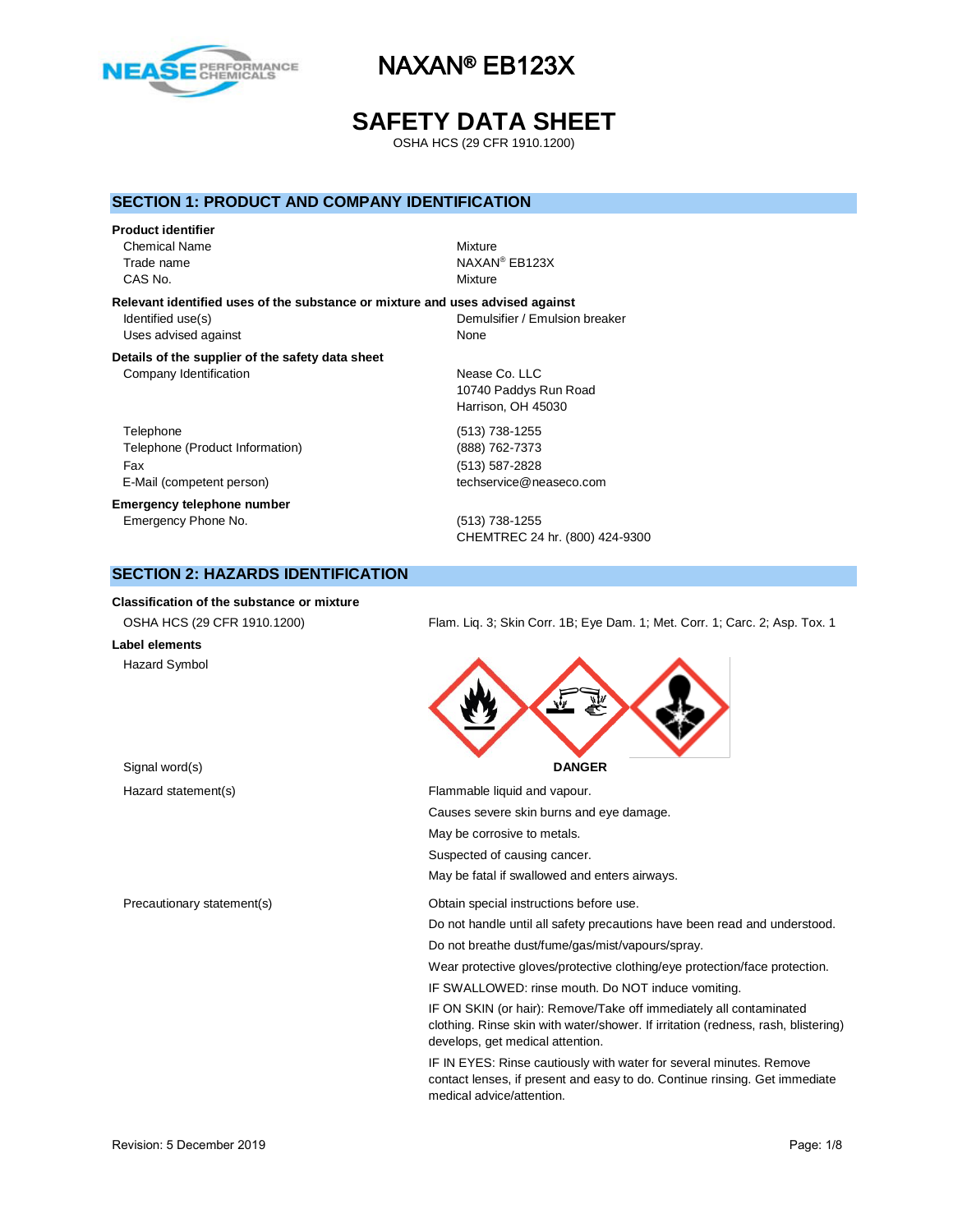# NAXAN® EB123X

# SAFETY DATA SHEET

OSHA HCS (29 CFR 1910.1200)

## SECTION 1: PRODUCT AND COMPANY IDENTIFICATION

**Product identifier**

| | |
|---|---|
| Chemical Name | Mixture |
| Trade name | NAXAN® EB123X |
| CAS No. | Mixture |

**Relevant identified uses of the substance or mixture and uses advised against**

| | |
|---|---|
| Identified use(s) | Demulsifier / Emulsion breaker |
| Uses advised against | None |

**Details of the supplier of the safety data sheet**

| | |
|---|---|
| Company Identification | Nease Co. LLC<br>10740 Paddys Run Road<br>Harrison, OH 45030 |
| Telephone | (513) 738-1255 |
| Telephone (Product Information) | (888) 762-7373 |
| Fax | (513) 587-2828 |
| E-Mail (competent person) | techservice@neaseco.com |

**Emergency telephone number**

| | |
|---|---|
| Emergency Phone No. | (513) 738-1255<br>CHEMTREC 24 hr. (800) 424-9300 |

## SECTION 2: HAZARDS IDENTIFICATION

**Classification of the substance or mixture**

OSHA HCS (29 CFR 1910.1200): Flam. Liq. 3; Skin Corr. 1B; Eye Dam. 1; Met. Corr. 1; Carc. 2; Asp. Tox. 1

**Label elements**

Hazard Symbol

Signal word(s): **DANGER**

Hazard statement(s):

- Flammable liquid and vapour.
- Causes severe skin burns and eye damage.
- May be corrosive to metals.
- Suspected of causing cancer.
- May be fatal if swallowed and enters airways.

Precautionary statement(s):

- Obtain special instructions before use.
- Do not handle until all safety precautions have been read and understood.
- Do not breathe dust/fume/gas/mist/vapours/spray.
- Wear protective gloves/protective clothing/eye protection/face protection.
- IF SWALLOWED: rinse mouth. Do NOT induce vomiting.
- IF ON SKIN (or hair): Remove/Take off immediately all contaminated clothing. Rinse skin with water/shower. If irritation (redness, rash, blistering) develops, get medical attention.
- IF IN EYES: Rinse cautiously with water for several minutes. Remove contact lenses, if present and easy to do. Continue rinsing. Get immediate medical advice/attention.

Revision: 5 December 2019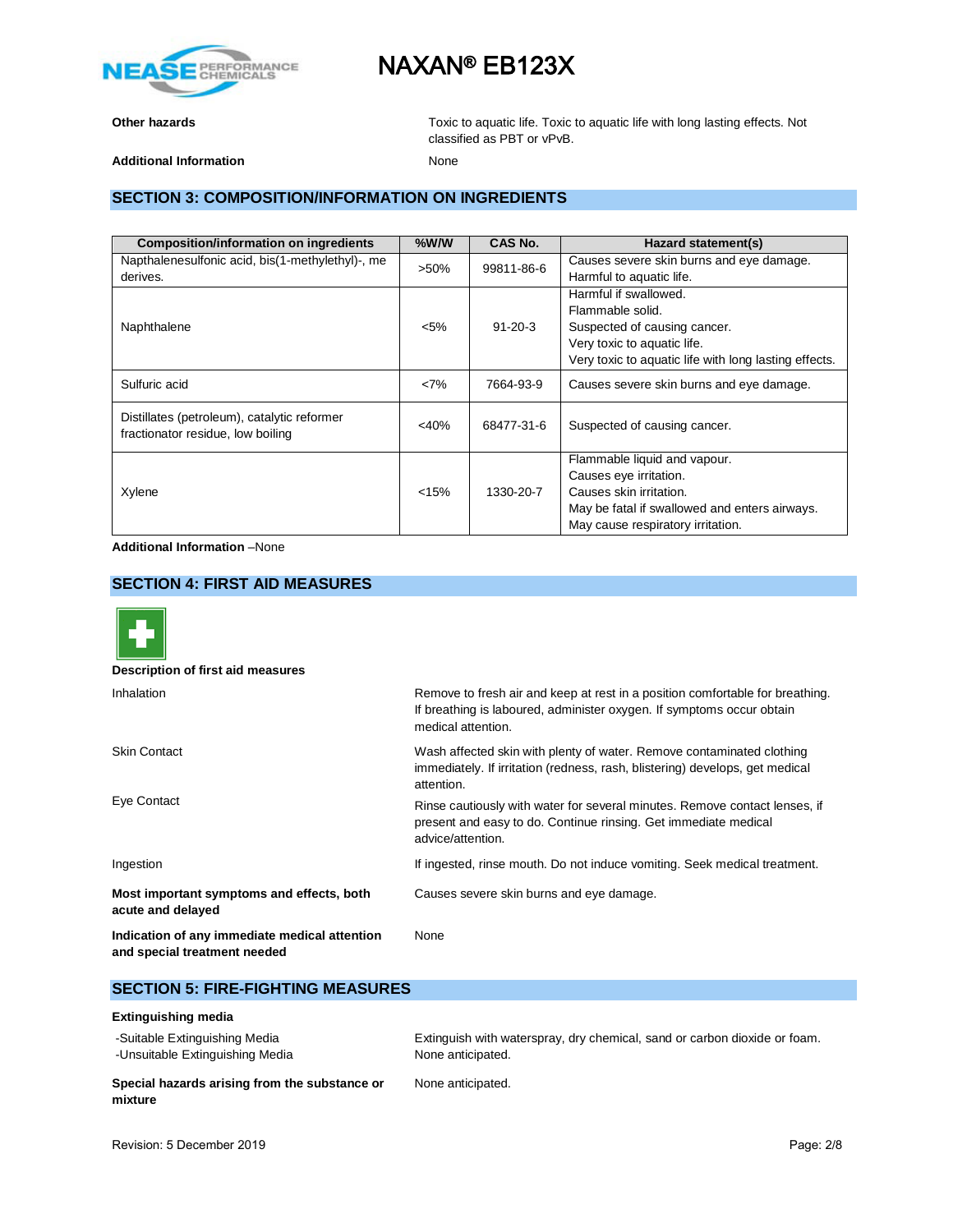**Other hazards** Toxic to aquatic life. Toxic to aquatic life with long lasting effects. Not classified as PBT or vPvB.

**Additional Information** None

## SECTION 3: COMPOSITION/INFORMATION ON INGREDIENTS

| Composition/information on ingredients | %W/W | CAS No. | Hazard statement(s) |
|---|---|---|---|
| Napthalenesulfonic acid, bis(1-methylethyl)-, me derives. | >50% | 99811-86-6 | Causes severe skin burns and eye damage. Harmful to aquatic life. |
| Naphthalene | <5% | 91-20-3 | Harmful if swallowed. Flammable solid. Suspected of causing cancer. Very toxic to aquatic life. Very toxic to aquatic life with long lasting effects. |
| Sulfuric acid | <7% | 7664-93-9 | Causes severe skin burns and eye damage. |
| Distillates (petroleum), catalytic reformer fractionator residue, low boiling | <40% | 68477-31-6 | Suspected of causing cancer. |
| Xylene | <15% | 1330-20-7 | Flammable liquid and vapour. Causes eye irritation. Causes skin irritation. May be fatal if swallowed and enters airways. May cause respiratory irritation. |

**Additional Information** –None

## SECTION 4: FIRST AID MEASURES

**Description of first aid measures**

Inhalation: Remove to fresh air and keep at rest in a position comfortable for breathing. If breathing is laboured, administer oxygen. If symptoms occur obtain medical attention.

Skin Contact: Wash affected skin with plenty of water. Remove contaminated clothing immediately. If irritation (redness, rash, blistering) develops, get medical attention.

Eye Contact: Rinse cautiously with water for several minutes. Remove contact lenses, if present and easy to do. Continue rinsing. Get immediate medical advice/attention.

Ingestion: If ingested, rinse mouth. Do not induce vomiting. Seek medical treatment.

**Most important symptoms and effects, both acute and delayed** Causes severe skin burns and eye damage.

**Indication of any immediate medical attention and special treatment needed** None

## SECTION 5: FIRE-FIGHTING MEASURES

**Extinguishing media**

-Suitable Extinguishing Media: Extinguish with waterspray, dry chemical, sand or carbon dioxide or foam.

-Unsuitable Extinguishing Media: None anticipated.

**Special hazards arising from the substance or mixture** None anticipated.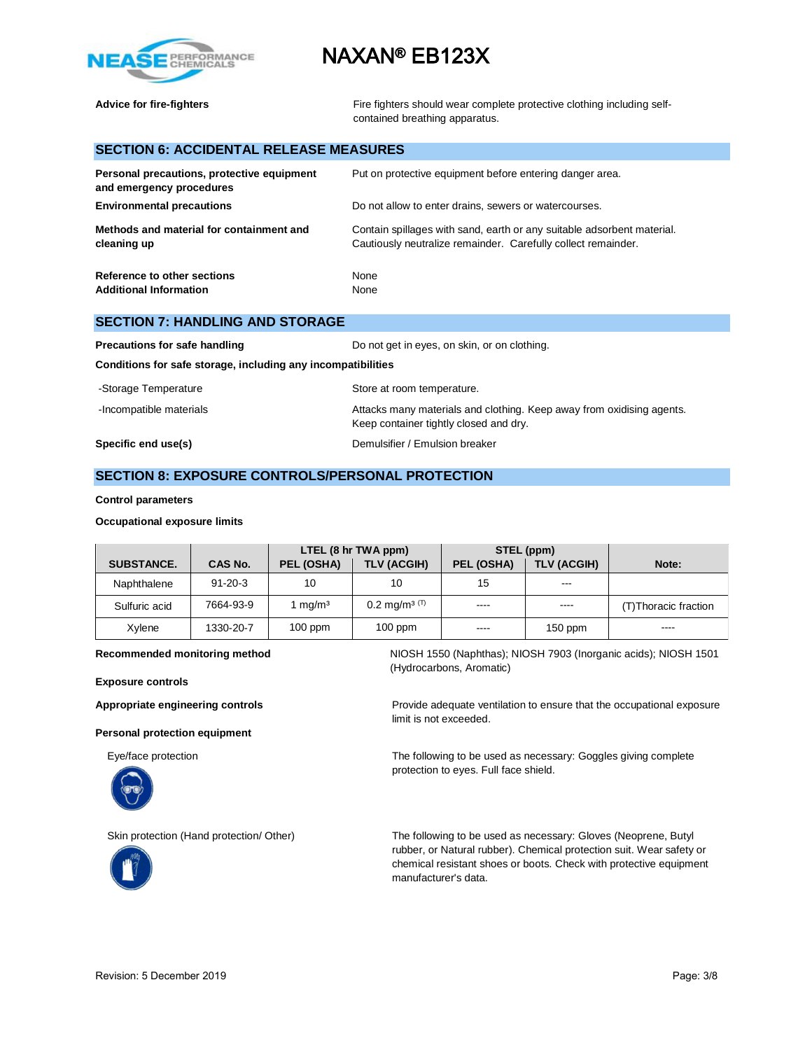| | |
|---|---|
| **Advice for fire-fighters** | Fire fighters should wear complete protective clothing including self-contained breathing apparatus. |

## SECTION 6: ACCIDENTAL RELEASE MEASURES

| | |
|---|---|
| **Personal precautions, protective equipment and emergency procedures** | Put on protective equipment before entering danger area. |
| **Environmental precautions** | Do not allow to enter drains, sewers or watercourses. |
| **Methods and material for containment and cleaning up** | Contain spillages with sand, earth or any suitable adsorbent material. Cautiously neutralize remainder. Carefully collect remainder. |
| **Reference to other sections** | None |
| **Additional Information** | None |

## SECTION 7: HANDLING AND STORAGE

| | |
|---|---|
| **Precautions for safe handling** | Do not get in eyes, on skin, or on clothing. |

**Conditions for safe storage, including any incompatibilities**

| | |
|---|---|
| -Storage Temperature | Store at room temperature. |
| -Incompatible materials | Attacks many materials and clothing. Keep away from oxidising agents. Keep container tightly closed and dry. |
| **Specific end use(s)** | Demulsifier / Emulsion breaker |

## SECTION 8: EXPOSURE CONTROLS/PERSONAL PROTECTION

**Control parameters**

**Occupational exposure limits**

| SUBSTANCE. | CAS No. | LTEL (8 hr TWA ppm) PEL (OSHA) | LTEL (8 hr TWA ppm) TLV (ACGIH) | STEL (ppm) PEL (OSHA) | STEL (ppm) TLV (ACGIH) | Note: |
|---|---|---|---|---|---|---|
| Naphthalene | 91-20-3 | 10 | 10 | 15 | --- | |
| Sulfuric acid | 7664-93-9 | 1 mg/m³ | 0.2 mg/m³ (T) | ---- | ---- | (T)Thoracic fraction |
| Xylene | 1330-20-7 | 100 ppm | 100 ppm | ---- | 150 ppm | ---- |

| | |
|---|---|
| **Recommended monitoring method** | NIOSH 1550 (Naphthas); NIOSH 7903 (Inorganic acids); NIOSH 1501 (Hydrocarbons, Aromatic) |

**Exposure controls**

| | |
|---|---|
| **Appropriate engineering controls** | Provide adequate ventilation to ensure that the occupational exposure limit is not exceeded. |

**Personal protection equipment**

| | |
|---|---|
| Eye/face protection | The following to be used as necessary: Goggles giving complete protection to eyes. Full face shield. |
| Skin protection (Hand protection/ Other) | The following to be used as necessary: Gloves (Neoprene, Butyl rubber, or Natural rubber). Chemical protection suit. Wear safety or chemical resistant shoes or boots. Check with protective equipment manufacturer's data. |

Revision: 5 December 2019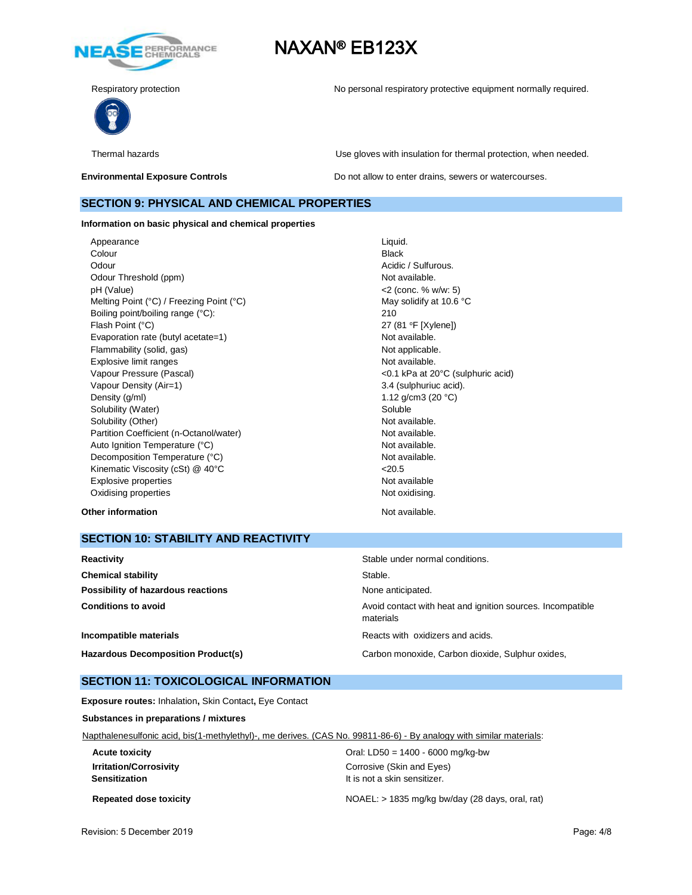| | |
|---|---|
| Respiratory protection | No personal respiratory protective equipment normally required. |
| Thermal hazards | Use gloves with insulation for thermal protection, when needed. |
| **Environmental Exposure Controls** | Do not allow to enter drains, sewers or watercourses. |

## SECTION 9: PHYSICAL AND CHEMICAL PROPERTIES

**Information on basic physical and chemical properties**

| | |
|---|---|
| Appearance | Liquid. |
| Colour | Black |
| Odour | Acidic / Sulfurous. |
| Odour Threshold (ppm) | Not available. |
| pH (Value) | <2 (conc. % w/w: 5) |
| Melting Point (°C) / Freezing Point (°C) | May solidify at 10.6 °C |
| Boiling point/boiling range (°C): | 210 |
| Flash Point (°C) | 27 (81 ºF [Xylene]) |
| Evaporation rate (butyl acetate=1) | Not available. |
| Flammability (solid, gas) | Not applicable. |
| Explosive limit ranges | Not available. |
| Vapour Pressure (Pascal) | <0.1 kPa at 20°C (sulphuric acid) |
| Vapour Density (Air=1) | 3.4 (sulphuriuc acid). |
| Density (g/ml) | 1.12 g/cm3 (20 °C) |
| Solubility (Water) | Soluble |
| Solubility (Other) | Not available. |
| Partition Coefficient (n-Octanol/water) | Not available. |
| Auto Ignition Temperature (°C) | Not available. |
| Decomposition Temperature (°C) | Not available. |
| Kinematic Viscosity (cSt) @ 40°C | <20.5 |
| Explosive properties | Not available |
| Oxidising properties | Not oxidising. |

**Other information** Not available.

## SECTION 10: STABILITY AND REACTIVITY

| | |
|---|---|
| **Reactivity** | Stable under normal conditions. |
| **Chemical stability** | Stable. |
| **Possibility of hazardous reactions** | None anticipated. |
| **Conditions to avoid** | Avoid contact with heat and ignition sources. Incompatible materials |
| **Incompatible materials** | Reacts with oxidizers and acids. |
| **Hazardous Decomposition Product(s)** | Carbon monoxide, Carbon dioxide, Sulphur oxides, |

## SECTION 11: TOXICOLOGICAL INFORMATION

**Exposure routes:** Inhalation, Skin Contact, Eye Contact

**Substances in preparations / mixtures**

Napthalenesulfonic acid, bis(1-methylethyl)-, me derives. (CAS No. 99811-86-6) - By analogy with similar materials:

| | |
|---|---|
| **Acute toxicity** | Oral: LD50 = 1400 - 6000 mg/kg-bw |
| **Irritation/Corrosivity** | Corrosive (Skin and Eyes) |
| **Sensitization** | It is not a skin sensitizer. |
| **Repeated dose toxicity** | NOAEL: > 1835 mg/kg bw/day (28 days, oral, rat) |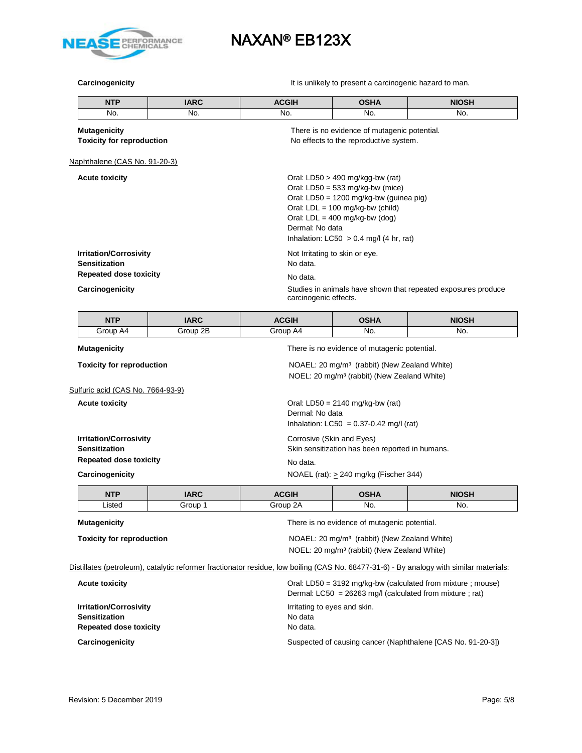**Carcinogenicity** It is unlikely to present a carcinogenic hazard to man.

| NTP | IARC | ACGIH | OSHA | NIOSH |
|---|---|---|---|---|
| No. | No. | No. | No. | No. |

**Mutagenicity** There is no evidence of mutagenic potential.

**Toxicity for reproduction** No effects to the reproductive system.

Naphthalene (CAS No. 91-20-3)

**Acute toxicity**

Oral: LD50 > 490 mg/kgg-bw (rat)
Oral: LD50 = 533 mg/kg-bw (mice)
Oral: LD50 = 1200 mg/kg-bw (guinea pig)
Oral: LDL = 100 mg/kg-bw (child)
Oral: LDL = 400 mg/kg-bw (dog)
Dermal: No data
Inhalation: LC50 > 0.4 mg/l (4 hr, rat)

**Irritation/Corrosivity** Not Irritating to skin or eye.

**Sensitization** No data.

**Repeated dose toxicity** No data.

**Carcinogenicity** Studies in animals have shown that repeated exposures produce carcinogenic effects.

| NTP | IARC | ACGIH | OSHA | NIOSH |
|---|---|---|---|---|
| Group A4 | Group 2B | Group A4 | No. | No. |

**Mutagenicity** There is no evidence of mutagenic potential.

**Toxicity for reproduction**

NOAEL: 20 mg/m³ (rabbit) (New Zealand White)
NOEL: 20 mg/m³ (rabbit) (New Zealand White)

Sulfuric acid (CAS No. 7664-93-9)

**Acute toxicity**

Oral: LD50 = 2140 mg/kg-bw (rat)
Dermal: No data
Inhalation: LC50 = 0.37-0.42 mg/l (rat)

**Irritation/Corrosivity** Corrosive (Skin and Eyes)

**Sensitization** Skin sensitization has been reported in humans.

**Repeated dose toxicity** No data.

**Carcinogenicity** NOAEL (rat): $\geq$ 240 mg/kg (Fischer 344)

| NTP | IARC | ACGIH | OSHA | NIOSH |
|---|---|---|---|---|
| Listed | Group 1 | Group 2A | No. | No. |

**Mutagenicity** There is no evidence of mutagenic potential.

**Toxicity for reproduction**

NOAEL: 20 mg/m³ (rabbit) (New Zealand White)
NOEL: 20 mg/m³ (rabbit) (New Zealand White)

Distillates (petroleum), catalytic reformer fractionator residue, low boiling (CAS No. 68477-31-6) - By analogy with similar materials:

**Acute toxicity**

Oral: LD50 = 3192 mg/kg-bw (calculated from mixture ; mouse)
Dermal: LC50 = 26263 mg/l (calculated from mixture ; rat)

**Irritation/Corrosivity** Irritating to eyes and skin.

**Sensitization** No data

**Repeated dose toxicity** No data.

**Carcinogenicity** Suspected of causing cancer (Naphthalene [CAS No. 91-20-3])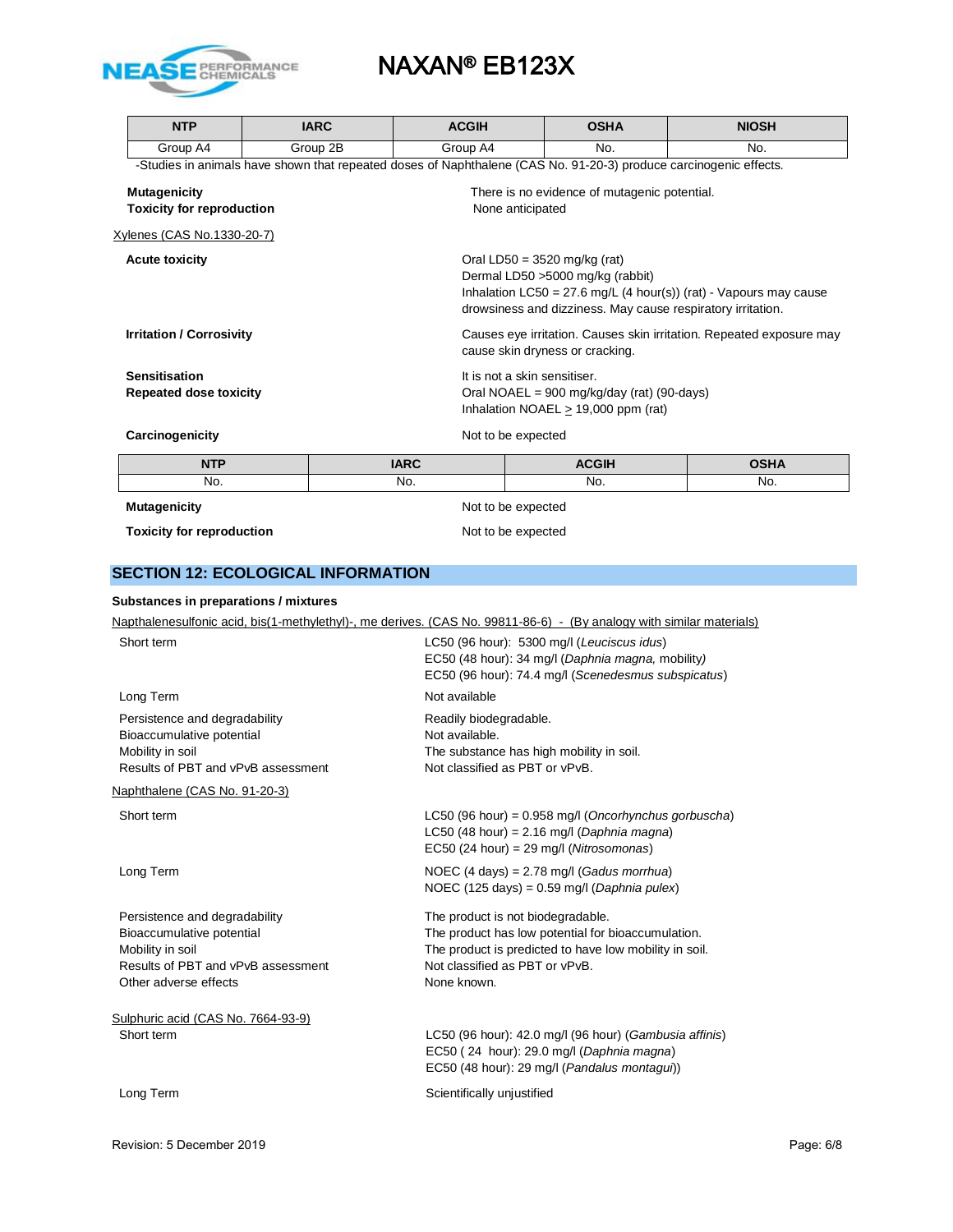| NTP | IARC | ACGIH | OSHA | NIOSH |
|---|---|---|---|---|
| Group A4 | Group 2B | Group A4 | No. | No. |

-Studies in animals have shown that repeated doses of Naphthalene (CAS No. 91-20-3) produce carcinogenic effects.

**Mutagenicity** There is no evidence of mutagenic potential.

**Toxicity for reproduction** None anticipated

Xylenes (CAS No.1330-20-7)

**Acute toxicity**
Oral LD50 = 3520 mg/kg (rat)
Dermal LD50 >5000 mg/kg (rabbit)
Inhalation LC50 = 27.6 mg/L (4 hour(s)) (rat) - Vapours may cause drowsiness and dizziness. May cause respiratory irritation.

**Irritation / Corrosivity** Causes eye irritation. Causes skin irritation. Repeated exposure may cause skin dryness or cracking.

**Sensitisation** It is not a skin sensitiser.

**Repeated dose toxicity**
Oral NOAEL = 900 mg/kg/day (rat) (90-days)
Inhalation NOAEL $\geq$ 19,000 ppm (rat)

**Carcinogenicity** Not to be expected

| NTP | IARC | ACGIH | OSHA |
|---|---|---|---|
| No. | No. | No. | No. |

**Mutagenicity** Not to be expected

**Toxicity for reproduction** Not to be expected

## SECTION 12: ECOLOGICAL INFORMATION

**Substances in preparations / mixtures**

Napthalenesulfonic acid, bis(1-methylethyl)-, me derives. (CAS No. 99811-86-6) - (By analogy with similar materials)

Short term
LC50 (96 hour): 5300 mg/l (*Leuciscus idus*)
EC50 (48 hour): 34 mg/l (*Daphnia magna,* mobility*)*
EC50 (96 hour): 74.4 mg/l (*Scenedesmus subspicatus*)

Long Term: Not available

Persistence and degradability: Readily biodegradable.
Bioaccumulative potential: Not available.
Mobility in soil: The substance has high mobility in soil.
Results of PBT and vPvB assessment: Not classified as PBT or vPvB.

Naphthalene (CAS No. 91-20-3)

Short term
LC50 (96 hour) = 0.958 mg/l (*Oncorhynchus gorbuscha*)
LC50 (48 hour) = 2.16 mg/l (*Daphnia magna*)
EC50 (24 hour) = 29 mg/l (*Nitrosomonas*)

Long Term
NOEC (4 days) = 2.78 mg/l (*Gadus morrhua*)
NOEC (125 days) = 0.59 mg/l (*Daphnia pulex*)

Persistence and degradability: The product is not biodegradable.
Bioaccumulative potential: The product has low potential for bioaccumulation.
Mobility in soil: The product is predicted to have low mobility in soil.
Results of PBT and vPvB assessment: Not classified as PBT or vPvB.
Other adverse effects: None known.

Sulphuric acid (CAS No. 7664-93-9)

Short term
LC50 (96 hour): 42.0 mg/l (96 hour) (*Gambusia affinis*)
EC50 ( 24 hour): 29.0 mg/l (*Daphnia magna*)
EC50 (48 hour): 29 mg/l (*Pandalus montagui*))

Long Term: Scientifically unjustified

Revision: 5 December 2019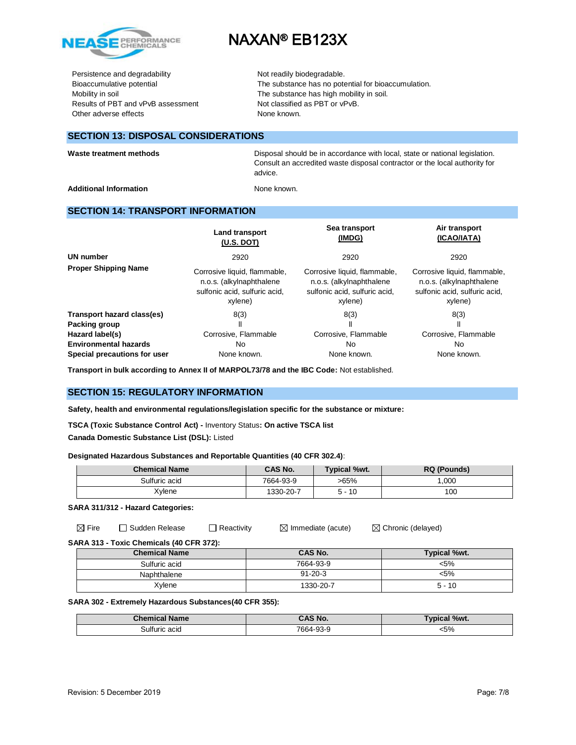| | |
|---|---|
| Persistence and degradability | Not readily biodegradable. |
| Bioaccumulative potential | The substance has no potential for bioaccumulation. |
| Mobility in soil | The substance has high mobility in soil. |
| Results of PBT and vPvB assessment | Not classified as PBT or vPvB. |
| Other adverse effects | None known. |

## SECTION 13: DISPOSAL CONSIDERATIONS

| | |
|---|---|
| **Waste treatment methods** | Disposal should be in accordance with local, state or national legislation. Consult an accredited waste disposal contractor or the local authority for advice. |
| **Additional Information** | None known. |

## SECTION 14: TRANSPORT INFORMATION

| | Land transport (U.S. DOT) | Sea transport (IMDG) | Air transport (ICAO/IATA) |
|---|---|---|---|
| **UN number** | 2920 | 2920 | 2920 |
| **Proper Shipping Name** | Corrosive liquid, flammable, n.o.s. (alkylnaphthalene sulfonic acid, sulfuric acid, xylene) | Corrosive liquid, flammable, n.o.s. (alkylnaphthalene sulfonic acid, sulfuric acid, xylene) | Corrosive liquid, flammable, n.o.s. (alkylnaphthalene sulfonic acid, sulfuric acid, xylene) |
| **Transport hazard class(es)** | 8(3) | 8(3) | 8(3) |
| **Packing group** | II | II | II |
| **Hazard label(s)** | Corrosive, Flammable | Corrosive, Flammable | Corrosive, Flammable |
| **Environmental hazards** | No | No | No |
| **Special precautions for user** | None known. | None known. | None known. |

**Transport in bulk according to Annex II of MARPOL73/78 and the IBC Code:** Not established.

## SECTION 15: REGULATORY INFORMATION

**Safety, health and environmental regulations/legislation specific for the substance or mixture:**

**TSCA (Toxic Substance Control Act) -** Inventory Status**: On active TSCA list**

**Canada Domestic Substance List (DSL):** Listed

**Designated Hazardous Substances and Reportable Quantities (40 CFR 302.4)**:

| Chemical Name | CAS No. | Typical %wt. | RQ (Pounds) |
|---|---|---|---|
| Sulfuric acid | 7664-93-9 | >65% | 1,000 |
| Xylene | 1330-20-7 | 5 - 10 | 100 |

**SARA 311/312 - Hazard Categories:**

☒ Fire ☐ Sudden Release ☐ Reactivity ☒ Immediate (acute) ☒ Chronic (delayed)

**SARA 313 - Toxic Chemicals (40 CFR 372):**

| Chemical Name | CAS No. | Typical %wt. |
|---|---|---|
| Sulfuric acid | 7664-93-9 | <5% |
| Naphthalene | 91-20-3 | <5% |
| Xylene | 1330-20-7 | 5 - 10 |

**SARA 302 - Extremely Hazardous Substances(40 CFR 355):**

| Chemical Name | CAS No. | Typical %wt. |
|---|---|---|
| Sulfuric acid | 7664-93-9 | <5% |

Revision: 5 December 2019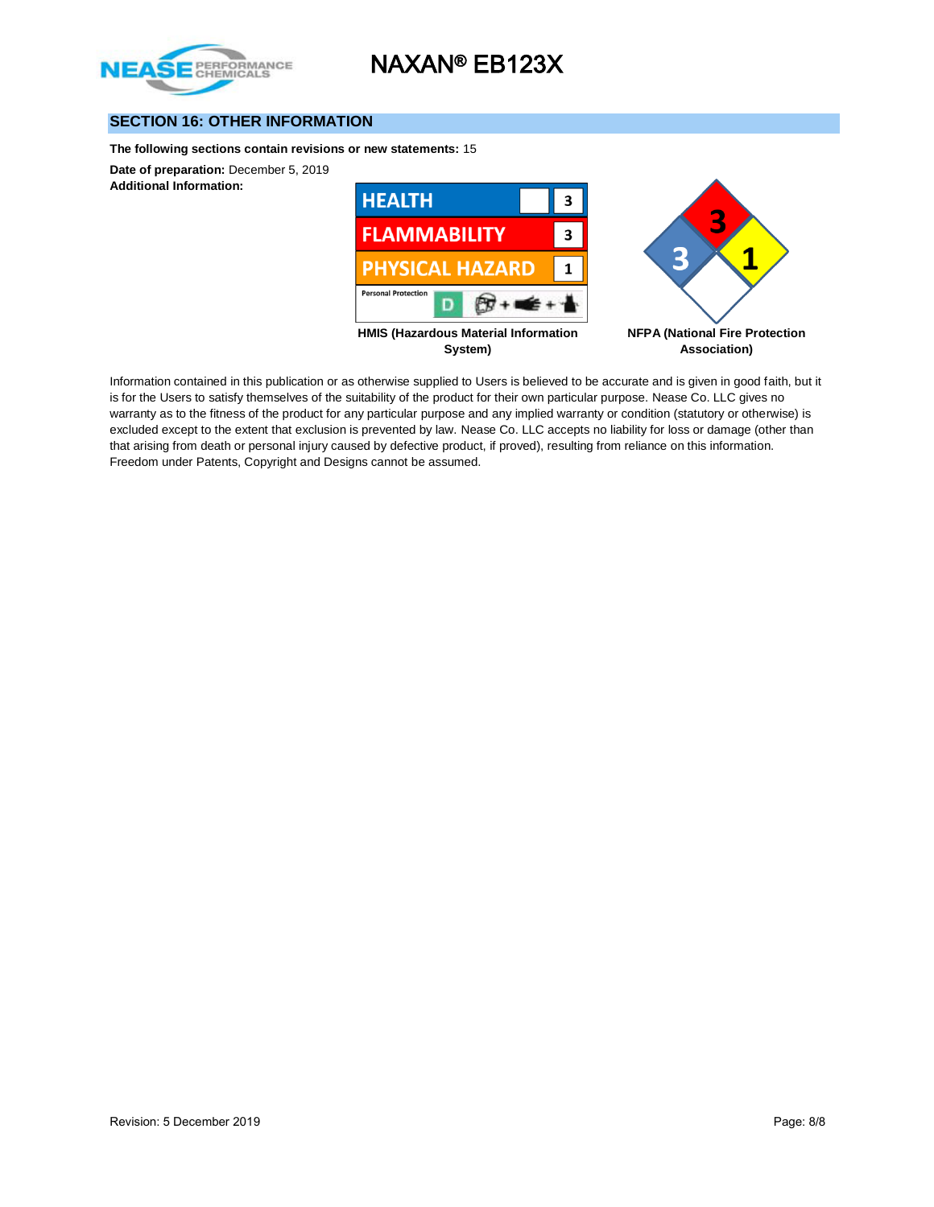## SECTION 16: OTHER INFORMATION

**The following sections contain revisions or new statements:** 15

**Date of preparation:** December 5, 2019

**Additional Information:**

| | |
|---|---|
| HEALTH | 3 |
| FLAMMABILITY | 3 |
| PHYSICAL HAZARD | 1 |
| Personal Protection | D |

**HMIS (Hazardous Material Information System)**

3

3

1

**NFPA (National Fire Protection Association)**

Information contained in this publication or as otherwise supplied to Users is believed to be accurate and is given in good faith, but it is for the Users to satisfy themselves of the suitability of the product for their own particular purpose. Nease Co. LLC gives no warranty as to the fitness of the product for any particular purpose and any implied warranty or condition (statutory or otherwise) is excluded except to the extent that exclusion is prevented by law. Nease Co. LLC accepts no liability for loss or damage (other than that arising from death or personal injury caused by defective product, if proved), resulting from reliance on this information. Freedom under Patents, Copyright and Designs cannot be assumed.

Revision: 5 December 2019